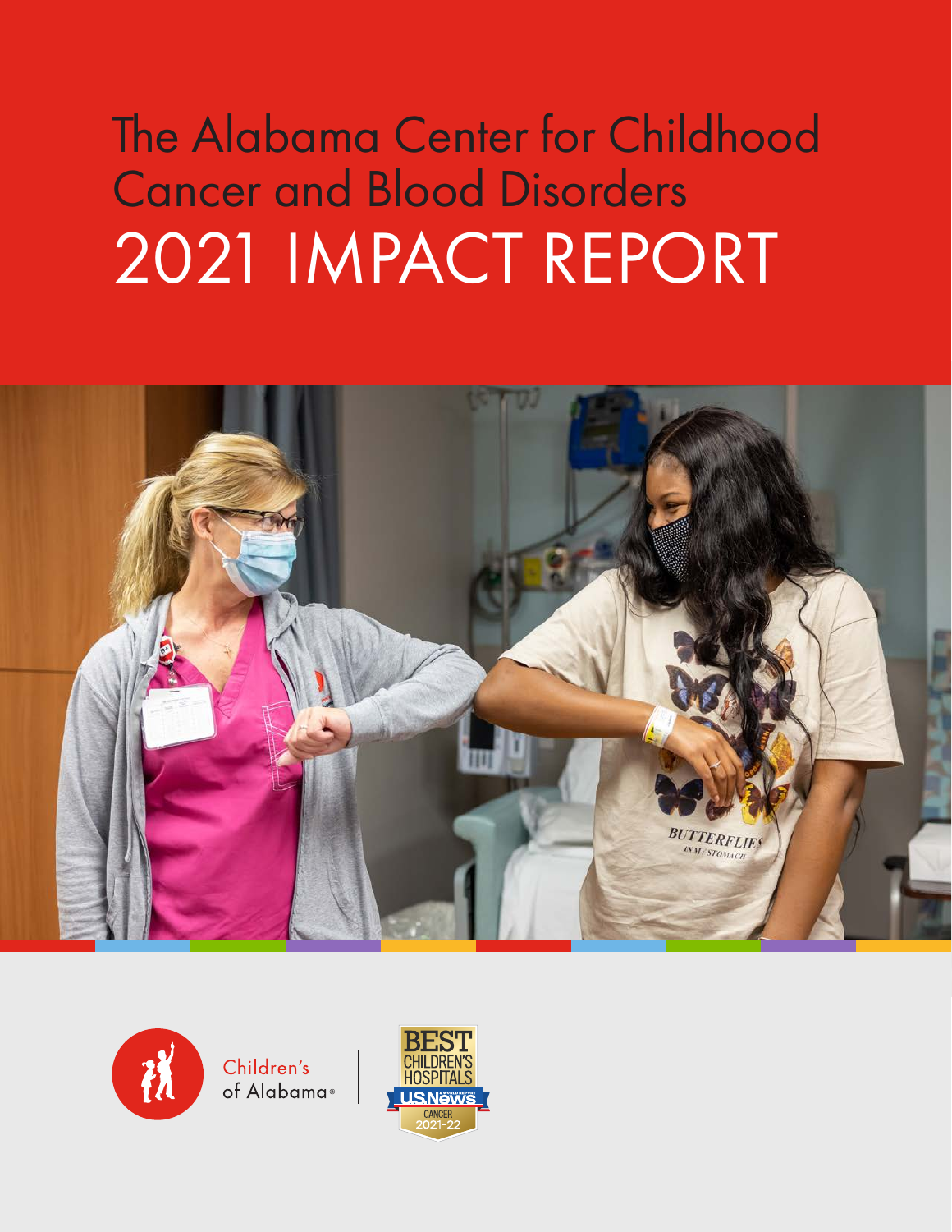# The Alabama Center for Childhood Cancer and Blood Disorders 2021 IMPACT REPORT

Children's of Alabama®

BEST CHILDREN'S HOSPITALS U.S. News & World Report CANCER 2021-22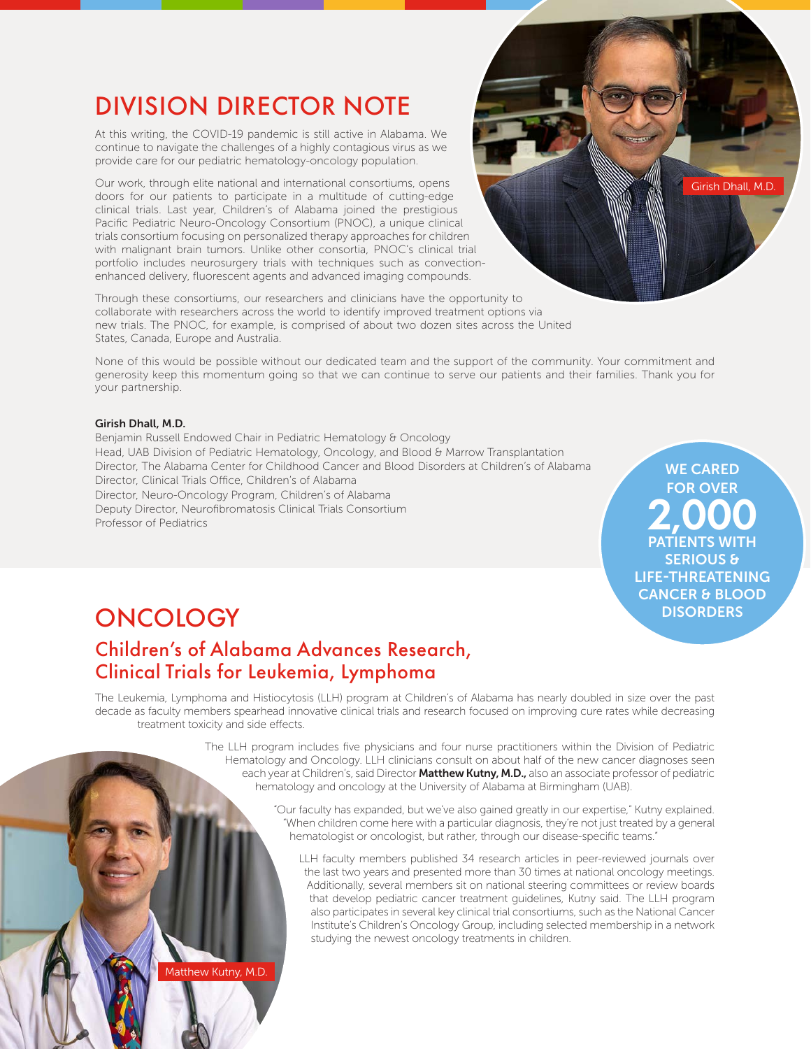# DIVISION DIRECTOR NOTE

At this writing, the COVID-19 pandemic is still active in Alabama. We continue to navigate the challenges of a highly contagious virus as we provide care for our pediatric hematology-oncology population.

Our work, through elite national and international consortiums, opens doors for our patients to participate in a multitude of cutting-edge clinical trials. Last year, Children's of Alabama joined the prestigious Pacific Pediatric Neuro-Oncology Consortium (PNOC), a unique clinical trials consortium focusing on personalized therapy approaches for children with malignant brain tumors. Unlike other consortia, PNOC's clinical trial portfolio includes neurosurgery trials with techniques such as convection-enhanced delivery, fluorescent agents and advanced imaging compounds.

Girish Dhall, M.D.

Through these consortiums, our researchers and clinicians have the opportunity to collaborate with researchers across the world to identify improved treatment options via new trials. The PNOC, for example, is comprised of about two dozen sites across the United States, Canada, Europe and Australia.

None of this would be possible without our dedicated team and the support of the community. Your commitment and generosity keep this momentum going so that we can continue to serve our patients and their families. Thank you for your partnership.

**Girish Dhall, M.D.**
Benjamin Russell Endowed Chair in Pediatric Hematology & Oncology
Head, UAB Division of Pediatric Hematology, Oncology, and Blood & Marrow Transplantation
Director, The Alabama Center for Childhood Cancer and Blood Disorders at Children's of Alabama
Director, Clinical Trials Office, Children's of Alabama
Director, Neuro-Oncology Program, Children's of Alabama
Deputy Director, Neurofibromatosis Clinical Trials Consortium
Professor of Pediatrics

WE CARED FOR OVER **2,000** PATIENTS WITH SERIOUS & LIFE-THREATENING CANCER & BLOOD DISORDERS

# ONCOLOGY

## Children's of Alabama Advances Research, Clinical Trials for Leukemia, Lymphoma

The Leukemia, Lymphoma and Histiocytosis (LLH) program at Children's of Alabama has nearly doubled in size over the past decade as faculty members spearhead innovative clinical trials and research focused on improving cure rates while decreasing treatment toxicity and side effects.

The LLH program includes five physicians and four nurse practitioners within the Division of Pediatric Hematology and Oncology. LLH clinicians consult on about half of the new cancer diagnoses seen each year at Children's, said Director **Matthew Kutny, M.D.,** also an associate professor of pediatric hematology and oncology at the University of Alabama at Birmingham (UAB).

"Our faculty has expanded, but we've also gained greatly in our expertise," Kutny explained. "When children come here with a particular diagnosis, they're not just treated by a general hematologist or oncologist, but rather, through our disease-specific teams."

LLH faculty members published 34 research articles in peer-reviewed journals over the last two years and presented more than 30 times at national oncology meetings. Additionally, several members sit on national steering committees or review boards that develop pediatric cancer treatment guidelines, Kutny said. The LLH program also participates in several key clinical trial consortiums, such as the National Cancer Institute's Children's Oncology Group, including selected membership in a network studying the newest oncology treatments in children.

Matthew Kutny, M.D.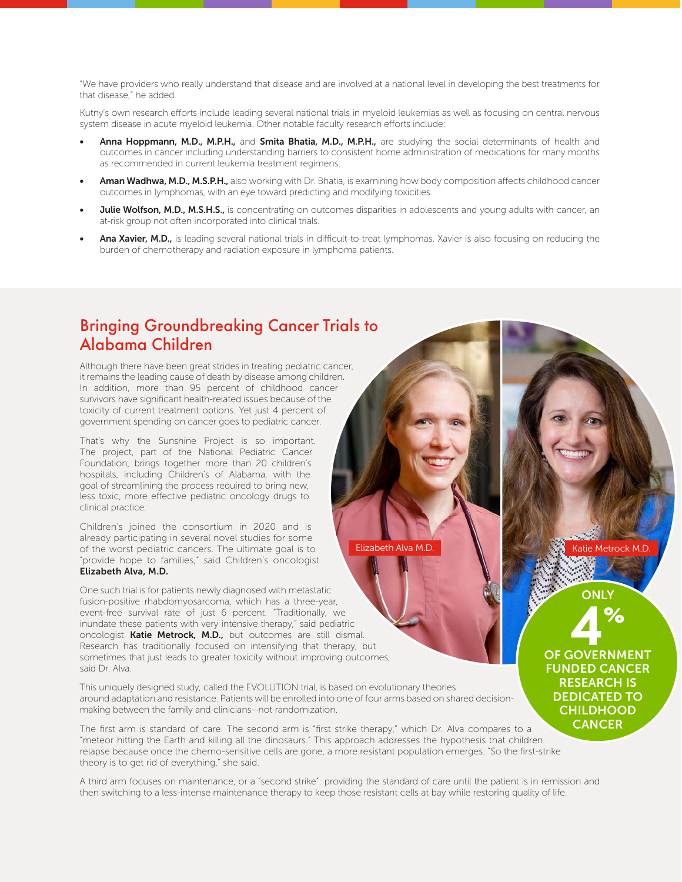"We have providers who really understand that disease and are involved at a national level in developing the best treatments for that disease," he added.

Kutny's own research efforts include leading several national trials in myeloid leukemias as well as focusing on central nervous system disease in acute myeloid leukemia. Other notable faculty research efforts include:

- **Anna Hoppmann, M.D., M.P.H.,** and **Smita Bhatia, M.D., M.P.H.,** are studying the social determinants of health and outcomes in cancer including understanding barriers to consistent home administration of medications for many months as recommended in current leukemia treatment regimens.
- **Aman Wadhwa, M.D., M.S.P.H.,** also working with Dr. Bhatia, is examining how body composition affects childhood cancer outcomes in lymphomas, with an eye toward predicting and modifying toxicities.
- **Julie Wolfson, M.D., M.S.H.S.,** is concentrating on outcomes disparities in adolescents and young adults with cancer, an at-risk group not often incorporated into clinical trials.
- **Ana Xavier, M.D.,** is leading several national trials in difficult-to-treat lymphomas. Xavier is also focusing on reducing the burden of chemotherapy and radiation exposure in lymphoma patients.

## Bringing Groundbreaking Cancer Trials to Alabama Children

Although there have been great strides in treating pediatric cancer, it remains the leading cause of death by disease among children. In addition, more than 95 percent of childhood cancer survivors have significant health-related issues because of the toxicity of current treatment options. Yet just 4 percent of government spending on cancer goes to pediatric cancer.

That's why the Sunshine Project is so important. The project, part of the National Pediatric Cancer Foundation, brings together more than 20 children's hospitals, including Children's of Alabama, with the goal of streamlining the process required to bring new, less toxic, more effective pediatric oncology drugs to clinical practice.

Children's joined the consortium in 2020 and is already participating in several novel studies for some of the worst pediatric cancers. The ultimate goal is to "provide hope to families," said Children's oncologist **Elizabeth Alva, M.D.**

Elizabeth Alva M.D.

Katie Metrock M.D.

**ONLY 4% OF GOVERNMENT FUNDED CANCER RESEARCH IS DEDICATED TO CHILDHOOD CANCER**

One such trial is for patients newly diagnosed with metastatic fusion-positive rhabdomyosarcoma, which has a three-year, event-free survival rate of just 6 percent. "Traditionally, we inundate these patients with very intensive therapy," said pediatric oncologist **Katie Metrock, M.D.,** but outcomes are still dismal. Research has traditionally focused on intensifying that therapy, but sometimes that just leads to greater toxicity without improving outcomes, said Dr. Alva.

This uniquely designed study, called the EVOLUTION trial, is based on evolutionary theories around adaptation and resistance. Patients will be enrolled into one of four arms based on shared decision-making between the family and clinicians—not randomization.

The first arm is standard of care. The second arm is "first strike therapy," which Dr. Alva compares to a "meteor hitting the Earth and killing all the dinosaurs." This approach addresses the hypothesis that children relapse because once the chemo-sensitive cells are gone, a more resistant population emerges. "So the first-strike theory is to get rid of everything," she said.

A third arm focuses on maintenance, or a "second strike": providing the standard of care until the patient is in remission and then switching to a less-intense maintenance therapy to keep those resistant cells at bay while restoring quality of life.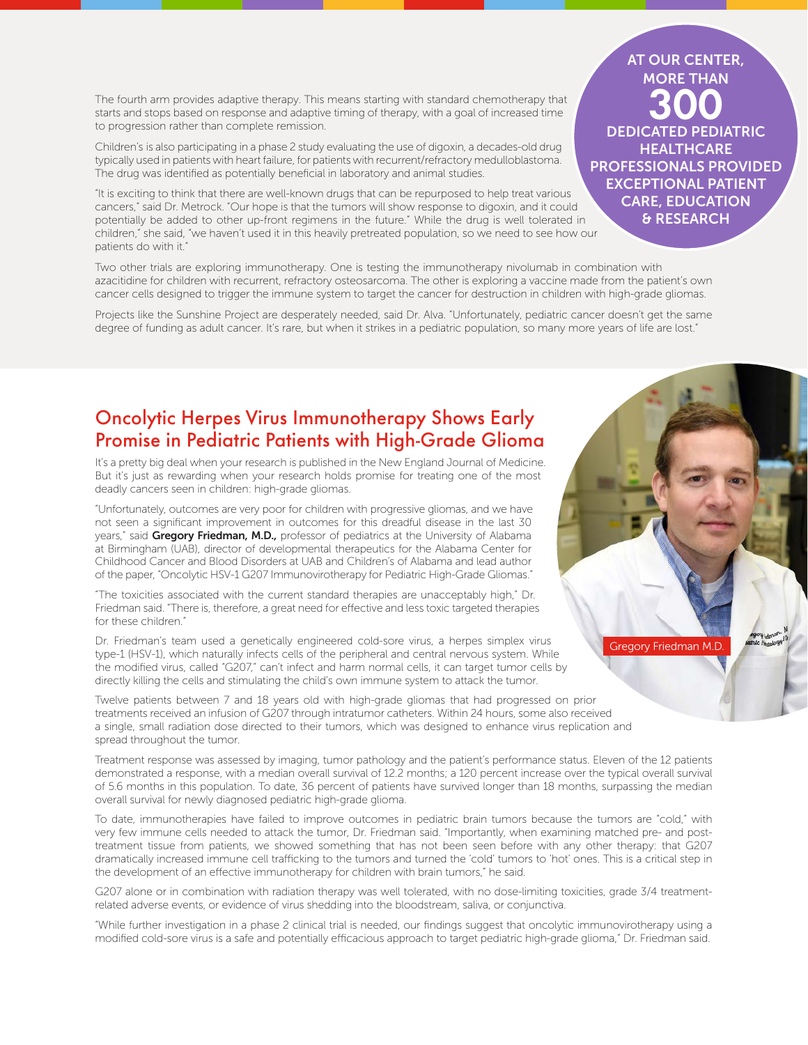The fourth arm provides adaptive therapy. This means starting with standard chemotherapy that starts and stops based on response and adaptive timing of therapy, with a goal of increased time to progression rather than complete remission.

Children's is also participating in a phase 2 study evaluating the use of digoxin, a decades-old drug typically used in patients with heart failure, for patients with recurrent/refractory medulloblastoma. The drug was identified as potentially beneficial in laboratory and animal studies.

"It is exciting to think that there are well-known drugs that can be repurposed to help treat various cancers," said Dr. Metrock. "Our hope is that the tumors will show response to digoxin, and it could potentially be added to other up-front regimens in the future." While the drug is well tolerated in children," she said, "we haven't used it in this heavily pretreated population, so we need to see how our patients do with it."

**AT OUR CENTER, MORE THAN 300 DEDICATED PEDIATRIC HEALTHCARE PROFESSIONALS PROVIDED EXCEPTIONAL PATIENT CARE, EDUCATION & RESEARCH**

Two other trials are exploring immunotherapy. One is testing the immunotherapy nivolumab in combination with azacitidine for children with recurrent, refractory osteosarcoma. The other is exploring a vaccine made from the patient's own cancer cells designed to trigger the immune system to target the cancer for destruction in children with high-grade gliomas.

Projects like the Sunshine Project are desperately needed, said Dr. Alva. "Unfortunately, pediatric cancer doesn't get the same degree of funding as adult cancer. It's rare, but when it strikes in a pediatric population, so many more years of life are lost."

## Oncolytic Herpes Virus Immunotherapy Shows Early Promise in Pediatric Patients with High-Grade Glioma

It's a pretty big deal when your research is published in the New England Journal of Medicine. But it's just as rewarding when your research holds promise for treating one of the most deadly cancers seen in children: high-grade gliomas.

"Unfortunately, outcomes are very poor for children with progressive gliomas, and we have not seen a significant improvement in outcomes for this dreadful disease in the last 30 years," said **Gregory Friedman, M.D.,** professor of pediatrics at the University of Alabama at Birmingham (UAB), director of developmental therapeutics for the Alabama Center for Childhood Cancer and Blood Disorders at UAB and Children's of Alabama and lead author of the paper, "Oncolytic HSV-1 G207 Immunovirotherapy for Pediatric High-Grade Gliomas."

"The toxicities associated with the current standard therapies are unacceptably high," Dr. Friedman said. "There is, therefore, a great need for effective and less toxic targeted therapies for these children."

Gregory Friedman M.D.

Dr. Friedman's team used a genetically engineered cold-sore virus, a herpes simplex virus type-1 (HSV-1), which naturally infects cells of the peripheral and central nervous system. While the modified virus, called "G207," can't infect and harm normal cells, it can target tumor cells by directly killing the cells and stimulating the child's own immune system to attack the tumor.

Twelve patients between 7 and 18 years old with high-grade gliomas that had progressed on prior treatments received an infusion of G207 through intratumor catheters. Within 24 hours, some also received a single, small radiation dose directed to their tumors, which was designed to enhance virus replication and spread throughout the tumor.

Treatment response was assessed by imaging, tumor pathology and the patient's performance status. Eleven of the 12 patients demonstrated a response, with a median overall survival of 12.2 months; a 120 percent increase over the typical overall survival of 5.6 months in this population. To date, 36 percent of patients have survived longer than 18 months, surpassing the median overall survival for newly diagnosed pediatric high-grade glioma.

To date, immunotherapies have failed to improve outcomes in pediatric brain tumors because the tumors are "cold," with very few immune cells needed to attack the tumor, Dr. Friedman said. "Importantly, when examining matched pre- and post-treatment tissue from patients, we showed something that has not been seen before with any other therapy: that G207 dramatically increased immune cell trafficking to the tumors and turned the 'cold' tumors to 'hot' ones. This is a critical step in the development of an effective immunotherapy for children with brain tumors," he said.

G207 alone or in combination with radiation therapy was well tolerated, with no dose-limiting toxicities, grade 3/4 treatment-related adverse events, or evidence of virus shedding into the bloodstream, saliva, or conjunctiva.

"While further investigation in a phase 2 clinical trial is needed, our findings suggest that oncolytic immunovirotherapy using a modified cold-sore virus is a safe and potentially efficacious approach to target pediatric high-grade glioma," Dr. Friedman said.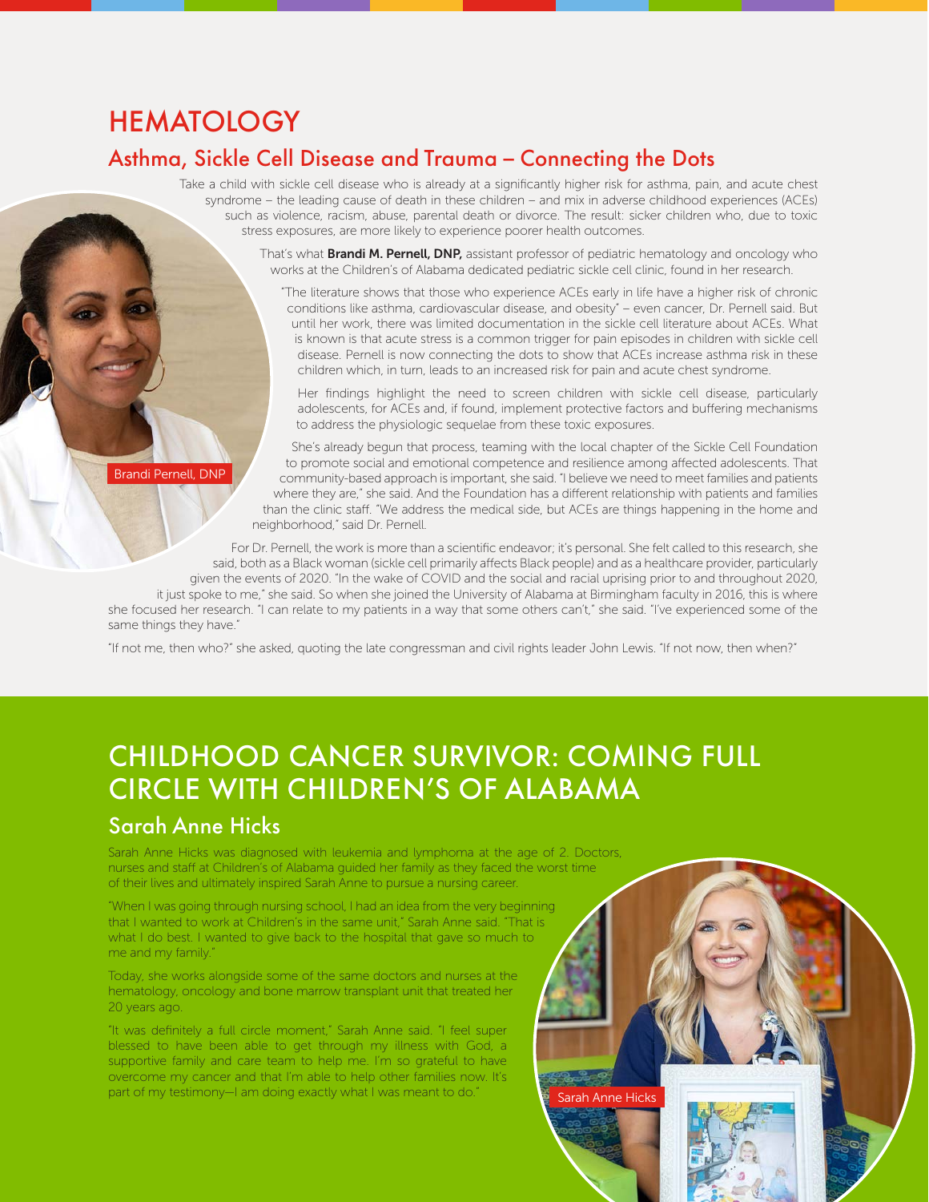# HEMATOLOGY

## Asthma, Sickle Cell Disease and Trauma – Connecting the Dots

Take a child with sickle cell disease who is already at a significantly higher risk for asthma, pain, and acute chest syndrome – the leading cause of death in these children – and mix in adverse childhood experiences (ACEs) such as violence, racism, abuse, parental death or divorce. The result: sicker children who, due to toxic stress exposures, are more likely to experience poorer health outcomes.

That's what **Brandi M. Pernell, DNP,** assistant professor of pediatric hematology and oncology who works at the Children's of Alabama dedicated pediatric sickle cell clinic, found in her research.

"The literature shows that those who experience ACEs early in life have a higher risk of chronic conditions like asthma, cardiovascular disease, and obesity" – even cancer, Dr. Pernell said. But until her work, there was limited documentation in the sickle cell literature about ACEs. What is known is that acute stress is a common trigger for pain episodes in children with sickle cell disease. Pernell is now connecting the dots to show that ACEs increase asthma risk in these children which, in turn, leads to an increased risk for pain and acute chest syndrome.

Her findings highlight the need to screen children with sickle cell disease, particularly adolescents, for ACEs and, if found, implement protective factors and buffering mechanisms to address the physiologic sequelae from these toxic exposures.

She's already begun that process, teaming with the local chapter of the Sickle Cell Foundation to promote social and emotional competence and resilience among affected adolescents. That community-based approach is important, she said. "I believe we need to meet families and patients where they are," she said. And the Foundation has a different relationship with patients and families than the clinic staff. "We address the medical side, but ACEs are things happening in the home and neighborhood," said Dr. Pernell.

Brandi Pernell, DNP

For Dr. Pernell, the work is more than a scientific endeavor; it's personal. She felt called to this research, she said, both as a Black woman (sickle cell primarily affects Black people) and as a healthcare provider, particularly given the events of 2020. "In the wake of COVID and the social and racial uprising prior to and throughout 2020, it just spoke to me," she said. So when she joined the University of Alabama at Birmingham faculty in 2016, this is where she focused her research. "I can relate to my patients in a way that some others can't," she said. "I've experienced some of the same things they have."

"If not me, then who?" she asked, quoting the late congressman and civil rights leader John Lewis. "If not now, then when?"

# CHILDHOOD CANCER SURVIVOR: COMING FULL CIRCLE WITH CHILDREN'S OF ALABAMA

## Sarah Anne Hicks

Sarah Anne Hicks was diagnosed with leukemia and lymphoma at the age of 2. Doctors, nurses and staff at Children's of Alabama guided her family as they faced the worst time of their lives and ultimately inspired Sarah Anne to pursue a nursing career.

"When I was going through nursing school, I had an idea from the very beginning that I wanted to work at Children's in the same unit," Sarah Anne said. "That is what I do best. I wanted to give back to the hospital that gave so much to me and my family."

Today, she works alongside some of the same doctors and nurses at the hematology, oncology and bone marrow transplant unit that treated her 20 years ago.

"It was definitely a full circle moment," Sarah Anne said. "I feel super blessed to have been able to get through my illness with God, a supportive family and care team to help me. I'm so grateful to have overcome my cancer and that I'm able to help other families now. It's part of my testimony—I am doing exactly what I was meant to do."

Sarah Anne Hicks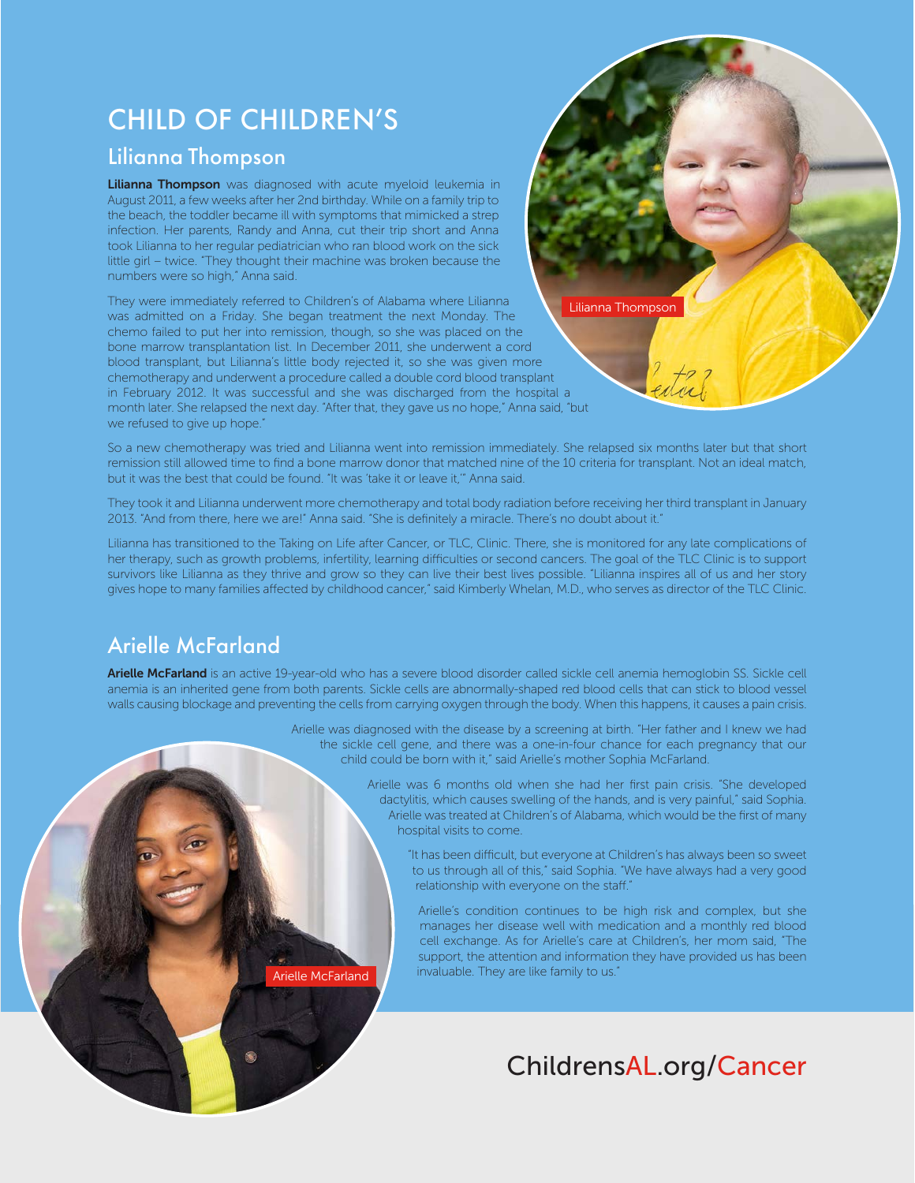# CHILD OF CHILDREN'S

## Lilianna Thompson

**Lilianna Thompson** was diagnosed with acute myeloid leukemia in August 2011, a few weeks after her 2nd birthday. While on a family trip to the beach, the toddler became ill with symptoms that mimicked a strep infection. Her parents, Randy and Anna, cut their trip short and Anna took Lilianna to her regular pediatrician who ran blood work on the sick little girl – twice. "They thought their machine was broken because the numbers were so high," Anna said.

They were immediately referred to Children's of Alabama where Lilianna was admitted on a Friday. She began treatment the next Monday. The chemo failed to put her into remission, though, so she was placed on the bone marrow transplantation list. In December 2011, she underwent a cord blood transplant, but Lilianna's little body rejected it, so she was given more chemotherapy and underwent a procedure called a double cord blood transplant in February 2012. It was successful and she was discharged from the hospital a month later. She relapsed the next day. "After that, they gave us no hope," Anna said, "but we refused to give up hope."

Lilianna Thompson

So a new chemotherapy was tried and Lilianna went into remission immediately. She relapsed six months later but that short remission still allowed time to find a bone marrow donor that matched nine of the 10 criteria for transplant. Not an ideal match, but it was the best that could be found. "It was 'take it or leave it,'" Anna said.

They took it and Lilianna underwent more chemotherapy and total body radiation before receiving her third transplant in January 2013. "And from there, here we are!" Anna said. "She is definitely a miracle. There's no doubt about it."

Lilianna has transitioned to the Taking on Life after Cancer, or TLC, Clinic. There, she is monitored for any late complications of her therapy, such as growth problems, infertility, learning difficulties or second cancers. The goal of the TLC Clinic is to support survivors like Lilianna as they thrive and grow so they can live their best lives possible. "Lilianna inspires all of us and her story gives hope to many families affected by childhood cancer," said Kimberly Whelan, M.D., who serves as director of the TLC Clinic.

## Arielle McFarland

**Arielle McFarland** is an active 19-year-old who has a severe blood disorder called sickle cell anemia hemoglobin SS. Sickle cell anemia is an inherited gene from both parents. Sickle cells are abnormally-shaped red blood cells that can stick to blood vessel walls causing blockage and preventing the cells from carrying oxygen through the body. When this happens, it causes a pain crisis.

Arielle was diagnosed with the disease by a screening at birth. "Her father and I knew we had the sickle cell gene, and there was a one-in-four chance for each pregnancy that our child could be born with it," said Arielle's mother Sophia McFarland.

Arielle was 6 months old when she had her first pain crisis. "She developed dactylitis, which causes swelling of the hands, and is very painful," said Sophia. Arielle was treated at Children's of Alabama, which would be the first of many hospital visits to come.

"It has been difficult, but everyone at Children's has always been so sweet to us through all of this," said Sophia. "We have always had a very good relationship with everyone on the staff."

Arielle's condition continues to be high risk and complex, but she manages her disease well with medication and a monthly red blood cell exchange. As for Arielle's care at Children's, her mom said, "The support, the attention and information they have provided us has been invaluable. They are like family to us."

Arielle McFarland

ChildrensAL.org/Cancer